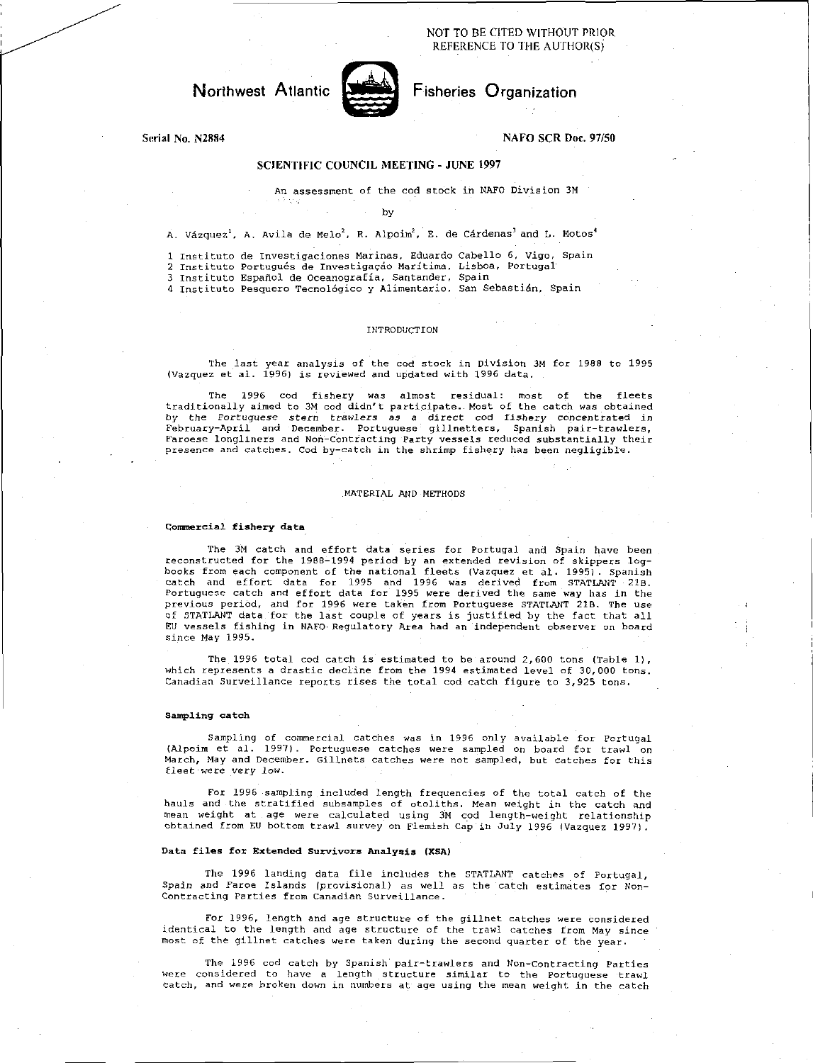NOT TO BE CITED WITHOUT PRIOR REFERENCE TO THE AUTHOR(S)

Northwest Atlantic Fisheries Organization

Serial No. N2884

NAFO SCR Doc. 97/50

## SCIENTIFIC COUNCIL MEETING - JUNE 1997

# An assessment of the cod stock in NAFO Division 3M

by

A. Vázquez[1], A. Avila de Melo[2], R. Alpoim[2], E. de Cárdenas[3] and L. Motos[4]

1 Instituto de Investigaciones Marinas, Eduardo Cabello 6, Vigo, Spain
2 Instituto Português de Investigaçáo Marítima, Lisboa, Portugal
3 Instituto Español de Oceanografía, Santander, Spain
4 Instituto Pesquero Tecnológico y Alimentario, San Sebastián, Spain

## INTRODUCTION

The last year analysis of the cod stock in Division 3M for 1988 to 1995 (Vazquez et al. 1996) is reviewed and updated with 1996 data.

The 1996 cod fishery was almost residual: most of the fleets traditionally aimed to 3M cod didn't participate. Most of the catch was obtained by the *Portuguese stern trawlers as a direct cod fishery* concentrated in February-April and December. Portuguese gillnetters, Spanish pair-trawlers, Faroese longliners and Non-Contracting Party vessels reduced substantially their presence and catches. Cod by-catch in the shrimp fishery has been negligible.

## MATERIAL AND METHODS

### Commercial fishery data

The 3M catch and effort data series for Portugal and Spain have been reconstructed for the 1988-1994 period by an extended revision of skippers log-books from each component of the national fleets (Vazquez et al. 1995). Spanish catch and effort data for 1995 and 1996 was derived from STATLANT 21B. Portuguese catch and effort data for 1995 were derived the same way has in the previous period, and for 1996 were taken from Portuguese STATLANT 21B. The use of STATLANT data for the last couple of years is justified by the fact that all EU vessels fishing in NAFO Regulatory Area had an independent observer on board since May 1995.

The 1996 total cod catch is estimated to be around 2,600 tons (Table 1), which represents a drastic decline from the 1994 estimated level of 30,000 tons. Canadian Surveillance reports rises the total cod catch figure to 3,925 tons.

### Sampling catch

Sampling of commercial catches was in 1996 only available for Portugal (Alpoim et al. 1997). Portuguese catches were sampled on board for trawl on March, May and December. Gillnets catches were not sampled, but catches for this fleet were very low.

For 1996 sampling included length frequencies of the total catch of the hauls and the stratified subsamples of otoliths. Mean weight in the catch and mean weight at age were calculated using 3M cod length-weight relationship obtained from EU bottom trawl survey on Flemish Cap in July 1996 (Vazquez 1997).

### Data files for Extended Survivors Analysis (XSA)

The 1996 landing data file includes the STATLANT catches of Portugal, Spain and Faroe Islands (provisional) as well as the catch estimates for Non-Contracting Parties from Canadian Surveillance.

For 1996, length and age structure of the gillnet catches were considered identical to the length and age structure of the trawl catches from May since most of the gillnet catches were taken during the second quarter of the year.

The 1996 cod catch by Spanish pair-trawlers and Non-Contracting Parties were considered to have a length structure similar to the Portuguese trawl catch, and were broken down in numbers at age using the mean weight in the catch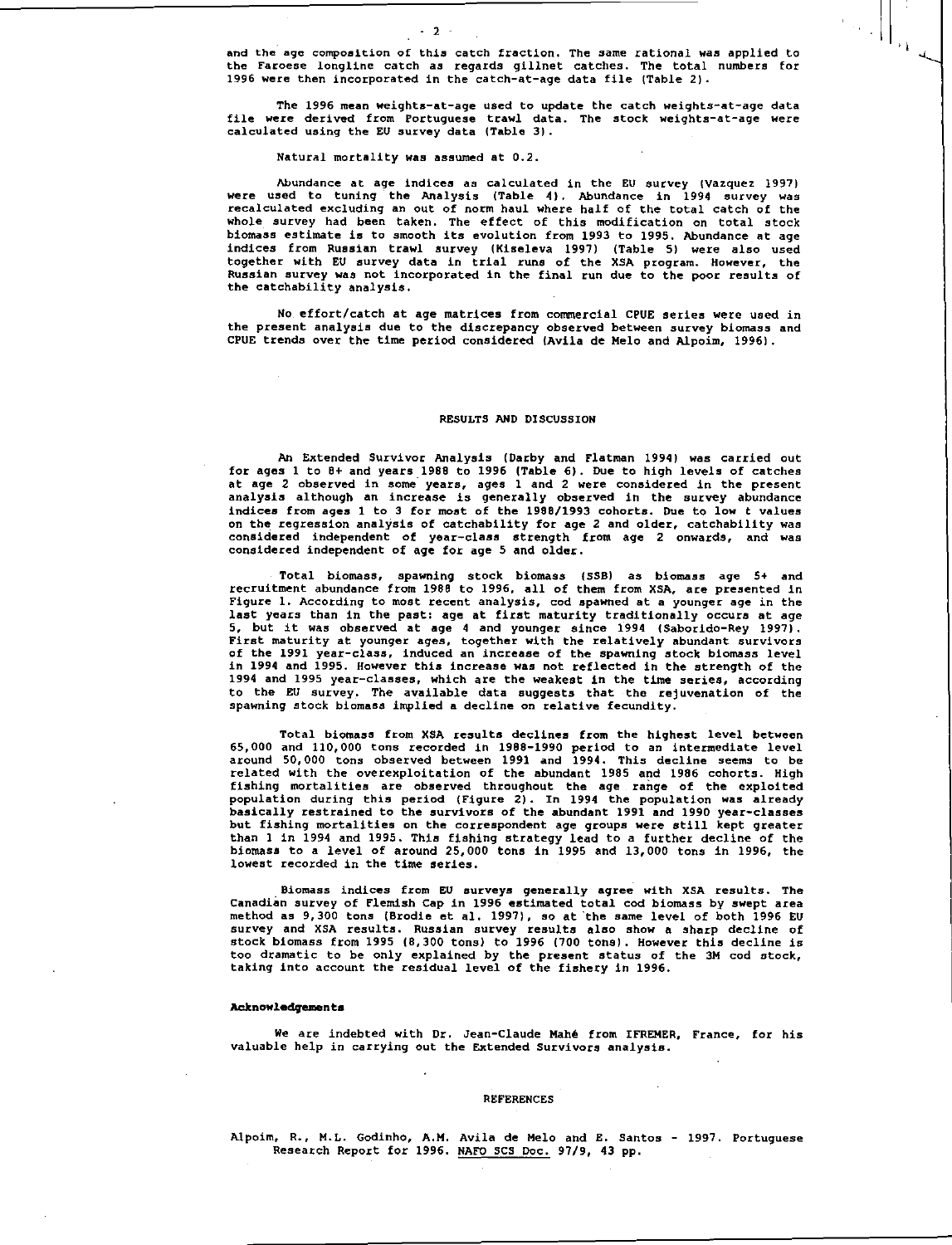and the age composition of this catch fraction. The same rational was applied to the Faroese longline catch as regards gillnet catches. The total numbers for 1996 were then incorporated in the catch-at-age data file (Table 2).

The 1996 mean weights-at-age used to update the catch weights-at-age data file were derived from Portuguese trawl data. The stock weights-at-age were calculated using the EU survey data (Table 3).

Natural mortality was assumed at 0.2.

Abundance at age indices as calculated in the EU survey (Vazquez 1997) were used to tuning the Analysis (Table 4). Abundance in 1994 survey was recalculated excluding an out of norm haul where half of the total catch of the whole survey had been taken. The effect of this modification on total stock biomass estimate is to smooth its evolution from 1993 to 1995. Abundance at age indices from Russian trawl survey (Kiseleva 1997) (Table 5) were also used together with EU survey data in trial runs of the XSA program. However, the Russian survey was not incorporated in the final run due to the poor results of the catchability analysis.

No effort/catch at age matrices from commercial CPUE series were used in the present analysis due to the discrepancy observed between survey biomass and CPUE trends over the time period considered (Avila de Melo and Alpoim, 1996).

## RESULTS AND DISCUSSION

An Extended Survivor Analysis (Darby and Flatman 1994) was carried out for ages 1 to 8+ and years 1988 to 1996 (Table 6). Due to high levels of catches at age 2 observed in some years, ages 1 and 2 were considered in the present analysis although an increase is generally observed in the survey abundance indices from ages 1 to 3 for most of the 1988/1993 cohorts. Due to low t values on the regression analysis of catchability for age 2 and older, catchability was considered independent of year-class strength from age 2 onwards, and was considered independent of age for age 5 and older.

Total biomass, spawning stock biomass (SSB) as biomass age 5+ and recruitment abundance from 1988 to 1996, all of them from XSA, are presented in Figure 1. According to most recent analysis, cod spawned at a younger age in the last years than in the past: age at first maturity traditionally occurs at age 5, but it was observed at age 4 and younger since 1994 (Saborido-Rey 1997). First maturity at younger ages, together with the relatively abundant survivors of the 1991 year-class, induced an increase of the spawning stock biomass level in 1994 and 1995. However this increase was not reflected in the strength of the 1994 and 1995 year-classes, which are the weakest in the time series, according to the EU survey. The available data suggests that the rejuvenation of the spawning stock biomass implied a decline on relative fecundity.

Total biomass from XSA results declines from the highest level between 65,000 and 110,000 tons recorded in 1988-1990 period to an intermediate level around 50,000 tons observed between 1991 and 1994. This decline seems to be related with the overexploitation of the abundant 1985 and 1986 cohorts. High fishing mortalities are observed throughout the age range of the exploited population during this period (Figure 2). In 1994 the population was already basically restrained to the survivors of the abundant 1991 and 1990 year-classes but fishing mortalities on the correspondent age groups were still kept greater than 1 in 1994 and 1995. This fishing strategy lead to a further decline of the biomass to a level of around 25,000 tons in 1995 and 13,000 tons in 1996, the lowest recorded in the time series.

Biomass indices from EU surveys generally agree with XSA results. The Canadian survey of Flemish Cap in 1996 estimated total cod biomass by swept area method as 9,300 tons (Brodie et al. 1997), so at the same level of both 1996 EU survey and XSA results. Russian survey results also show a sharp decline of stock biomass from 1995 (8,300 tons) to 1996 (700 tons). However this decline is too dramatic to be only explained by the present status of the 3M cod stock, taking into account the residual level of the fishery in 1996.

### Acknowledgements

We are indebted with Dr. Jean-Claude Mahé from IFREMER, France, for his valuable help in carrying out the Extended Survivors analysis.

## REFERENCES

Alpoim, R., M.L. Godinho, A.M. Avila de Melo and E. Santos - 1997. Portuguese Research Report for 1996. NAFO SCS Doc. 97/9, 43 pp.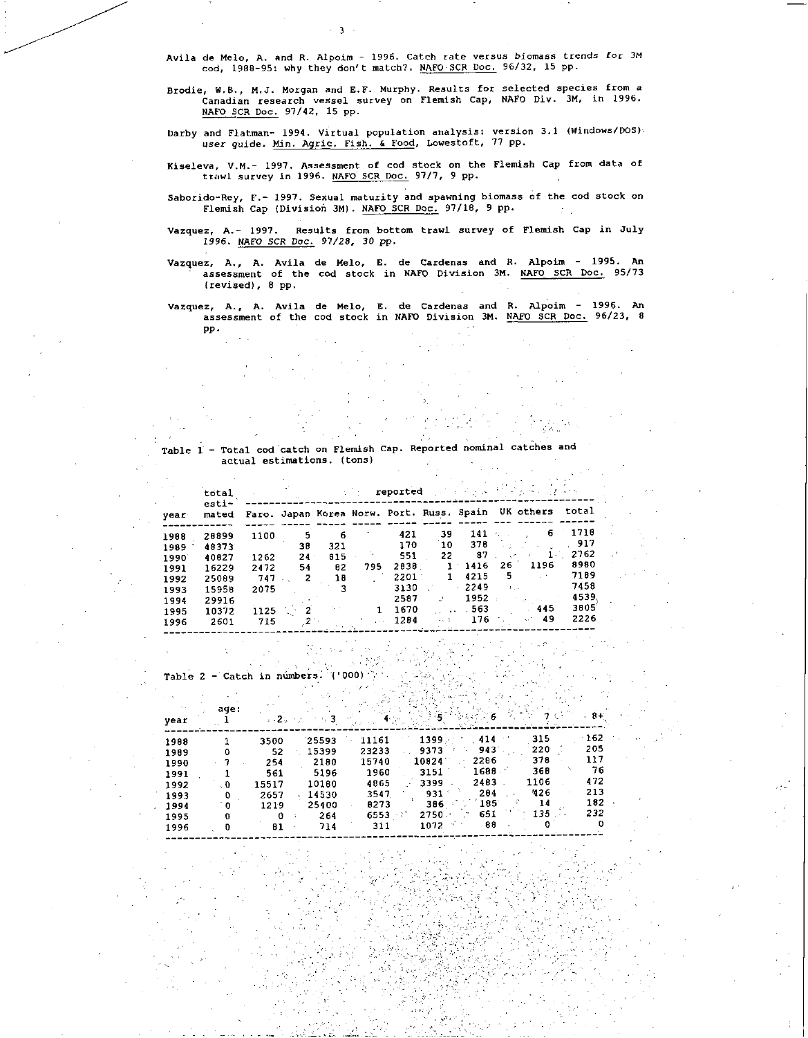Avila de Melo, A. and R. Alpoim - 1996. Catch rate versus biomass trends for 3M cod, 1988-95: why they don't match?. NAFO SCR Doc. 96/32, 15 pp.

Brodie, W.B., M.J. Morgan and E.F. Murphy. Results for selected species from a Canadian research vessel survey on Flemish Cap, NAFO Div. 3M, in 1996. NAFO SCR Doc. 97/42, 15 pp.

Darby and Flatman- 1994. Virtual population analysis: version 3.1 (Windows/DOS) user guide. Min. Agric. Fish. & Food, Lowestoft, 77 pp.

Kiseleva, V.M.- 1997. Assessment of cod stock on the Flemish Cap from data of trawl survey in 1996. NAFO SCR Doc. 97/7, 9 pp.

Saborido-Rey, F.- 1997. Sexual maturity and spawning biomass of the cod stock on Flemish Cap (Division 3M). NAFO SCR Doc. 97/18, 9 pp.

Vazquez, A.- 1997. Results from bottom trawl survey of Flemish Cap in July 1996. *NAFO SCR Doc. 97/28, 30 pp.*

Vazquez, A., A. Avila de Melo, E. de Cardenas and R. Alpoim - 1995. An assessment of the cod stock in NAFO Division 3M. NAFO SCR Doc. 95/73 (revised), 8 pp.

Vazquez, A., A. Avila de Melo, E. de Cardenas and R. Alpoim - 1996. An assessment of the cod stock in NAFO Division 3M. NAFO SCR Doc. 96/23, 8 pp.

Table 1 - Total cod catch on Flemish Cap. Reported nominal catches and actual estimations. (tons)

| year | total estimated | reported | | | | | | | | | |
|---|---|---|---|---|---|---|---|---|---|---|---|
| | | Faro. | Japan | Korea | Norw. | Port. | Russ. | Spain | UK | others | total |
| 1988 | 28899 | 1100 | 5 | 6 | | 421 | 39 | 141 | | 6 | 1718 |
| 1989 | 48373 | | 38 | 321 | | 170 | 10 | 378 | | | 917 |
| 1990 | 40827 | 1262 | 24 | 815 | | 551 | 22 | 87 | | 1 | 2762 |
| 1991 | 16229 | 2472 | 54 | 82 | 795 | 2838 | 1 | 1416 | 26 | 1196 | 8980 |
| 1992 | 25089 | 747 | 2 | 18 | | 2201 | 1 | 4215 | 5 | | 7189 |
| 1993 | 15958 | 2075 | | 3 | | 3130 | | 2249 | | | 7458 |
| 1994 | 29916 | | | | | 2587 | | 1952 | | | 4539 |
| 1995 | 10372 | 1125 | 2 | | 1 | 1670 | | 563 | | 445 | 3805 |
| 1996 | 2601 | 715 | 2 | | | 1284 | | 176 | | 49 | 2226 |

Table 2 - Catch in numbers. ('000)

| year | age: 1 | 2 | 3 | 4 | 5 | 6 | 7 | 8+ |
|---|---|---|---|---|---|---|---|---|
| 1988 | 1 | 3500 | 25593 | 11161 | 1399 | 414 | 315 | 162 |
| 1989 | 0 | 52 | 15399 | 23233 | 9373 | 943 | 220 | 205 |
| 1990 | 7 | 254 | 2180 | 15740 | 10824 | 2286 | 378 | 117 |
| 1991 | 1 | 561 | 5196 | 1960 | 3151 | 1688 | 368 | 76 |
| 1992 | 0 | 15517 | 10180 | 4865 | 3399 | 2483 | 1106 | 472 |
| 1993 | 0 | 2657 | 14530 | 3547 | 931 | 284 | 426 | 213 |
| 1994 | 0 | 1219 | 25400 | 8273 | 386 | 185 | 14 | 182 |
| 1995 | 0 | 0 | 264 | 6553 | 2750 | 651 | 135 | 232 |
| 1996 | 0 | 81 | 714 | 311 | 1072 | 88 | 0 | 0 |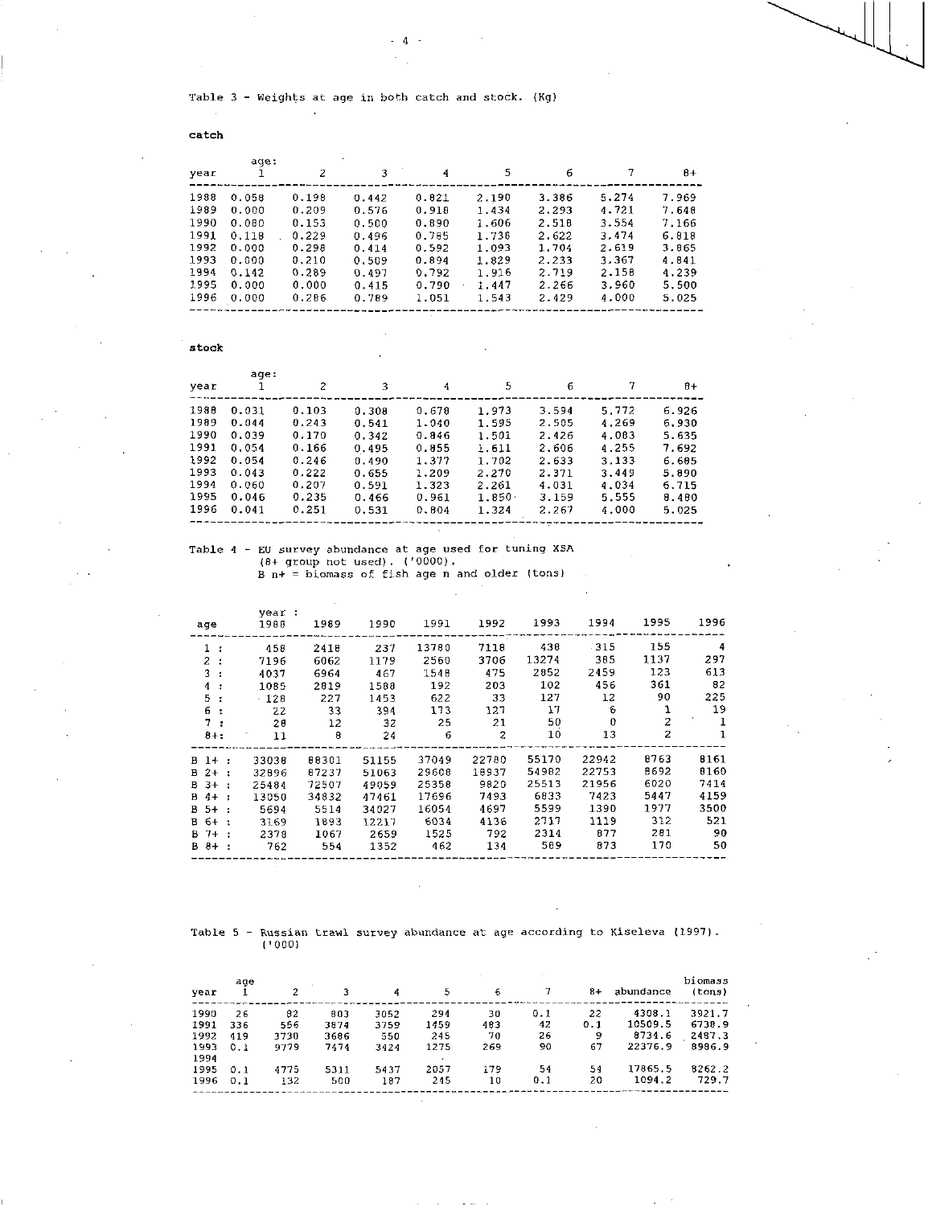Table 3 - Weights at age in both catch and stock. (Kg)

**catch**

| year | age: 1 | 2 | 3 | 4 | 5 | 6 | 7 | 8+ |
|---|---|---|---|---|---|---|---|---|
| 1988 | 0.058 | 0.198 | 0.442 | 0.821 | 2.190 | 3.386 | 5.274 | 7.969 |
| 1989 | 0.000 | 0.209 | 0.576 | 0.918 | 1.434 | 2.293 | 4.721 | 7.648 |
| 1990 | 0.080 | 0.153 | 0.500 | 0.890 | 1.606 | 2.518 | 3.554 | 7.166 |
| 1991 | 0.118 | 0.229 | 0.496 | 0.785 | 1.738 | 2.622 | 3.474 | 6.818 |
| 1992 | 0.000 | 0.298 | 0.414 | 0.592 | 1.093 | 1.704 | 2.619 | 3.865 |
| 1993 | 0.000 | 0.210 | 0.509 | 0.894 | 1.829 | 2.233 | 3.367 | 4.841 |
| 1994 | 0.142 | 0.289 | 0.497 | 0.792 | 1.916 | 2.719 | 2.158 | 4.239 |
| 1995 | 0.000 | 0.000 | 0.415 | 0.790 | 1.447 | 2.266 | 3.960 | 5.500 |
| 1996 | 0.000 | 0.286 | 0.789 | 1.051 | 1.543 | 2.429 | 4.000 | 5.025 |

**stock**

| year | age: 1 | 2 | 3 | 4 | 5 | 6 | 7 | 8+ |
|---|---|---|---|---|---|---|---|---|
| 1988 | 0.031 | 0.103 | 0.308 | 0.678 | 1.973 | 3.594 | 5.772 | 6.926 |
| 1989 | 0.044 | 0.243 | 0.541 | 1.040 | 1.595 | 2.505 | 4.269 | 6.930 |
| 1990 | 0.039 | 0.170 | 0.342 | 0.846 | 1.501 | 2.426 | 4.083 | 5.635 |
| 1991 | 0.054 | 0.166 | 0.495 | 0.855 | 1.611 | 2.606 | 4.255 | 7.692 |
| 1992 | 0.054 | 0.246 | 0.490 | 1.377 | 1.702 | 2.633 | 3.133 | 6.685 |
| 1993 | 0.043 | 0.222 | 0.655 | 1.209 | 2.270 | 2.371 | 3.449 | 5.890 |
| 1994 | 0.060 | 0.207 | 0.591 | 1.323 | 2.261 | 4.031 | 4.034 | 6.715 |
| 1995 | 0.046 | 0.235 | 0.466 | 0.961 | 1.850 | 3.159 | 5.555 | 8.480 |
| 1996 | 0.041 | 0.251 | 0.531 | 0.804 | 1.324 | 2.267 | 4.000 | 5.025 |

Table 4 - EU survey abundance at age used for tuning XSA (8+ group not used). ('0000).
B n+ = biomass of fish age n and older (tons)

| age | year: 1988 | 1989 | 1990 | 1991 | 1992 | 1993 | 1994 | 1995 | 1996 |
|---|---|---|---|---|---|---|---|---|---|
| 1 : | 458 | 2418 | 237 | 13780 | 7118 | 438 | 315 | 155 | 4 |
| 2 : | 7196 | 6062 | 1179 | 2560 | 3706 | 13274 | 385 | 1137 | 297 |
| 3 : | 4037 | 6964 | 467 | 1548 | 475 | 2852 | 2459 | 123 | 613 |
| 4 : | 1085 | 2819 | 1588 | 192 | 203 | 102 | 456 | 361 | 82 |
| 5 : | 128 | 227 | 1453 | 622 | 33 | 127 | 12 | 90 | 225 |
| 6 : | 22 | 33 | 394 | 173 | 127 | 17 | 6 | 1 | 19 |
| 7 : | 28 | 12 | 32 | 25 | 21 | 50 | 0 | 2 | 1 |
| 8+: | 11 | 8 | 24 | 6 | 2 | 10 | 13 | 2 | 1 |
| B 1+ : | 33038 | 88301 | 51155 | 37049 | 22780 | 55170 | 22942 | 8763 | 8161 |
| B 2+ : | 32896 | 87237 | 51063 | 29608 | 18937 | 54982 | 22753 | 8692 | 8160 |
| B 3+ : | 25484 | 72507 | 49059 | 25358 | 9820 | 25513 | 21956 | 6020 | 7414 |
| B 4+ : | 13050 | 34832 | 47461 | 17696 | 7493 | 6833 | 7423 | 5447 | 4159 |
| B 5+ : | 5694 | 5514 | 34027 | 16054 | 4697 | 5599 | 1390 | 1977 | 3500 |
| B 6+ : | 3169 | 1893 | 12217 | 6034 | 4136 | 2717 | 1119 | 312 | 521 |
| B 7+ : | 2378 | 1067 | 2659 | 1525 | 792 | 2314 | 877 | 281 | 90 |
| B 8+ : | 762 | 554 | 1352 | 462 | 134 | 589 | 873 | 170 | 50 |

Table 5 - Russian trawl survey abundance at age according to Kiseleva (1997). ('000)

| year | age 1 | 2 | 3 | 4 | 5 | 6 | 7 | 8+ | abundance | biomass (tons) |
|---|---|---|---|---|---|---|---|---|---|---|
| 1990 | 26 | 82 | 803 | 3052 | 294 | 30 | 0.1 | 22 | 4308.1 | 3921.7 |
| 1991 | 336 | 556 | 3874 | 3759 | 1459 | 483 | 42 | 0.1 | 10509.5 | 6738.9 |
| 1992 | 419 | 3730 | 3686 | 550 | 245 | 70 | 26 | 9 | 8734.6 | 2487.3 |
| 1993 | 0.1 | 9779 | 7474 | 3424 | 1275 | 269 | 90 | 67 | 22376.9 | 8986.9 |
| 1994 | | | | | | | | | | |
| 1995 | 0.1 | 4775 | 5311 | 5437 | 2057 | 179 | 54 | 54 | 17865.5 | 8262.2 |
| 1996 | 0.1 | 132 | 500 | 187 | 245 | 10 | 0.1 | 20 | 1094.2 | 729.7 |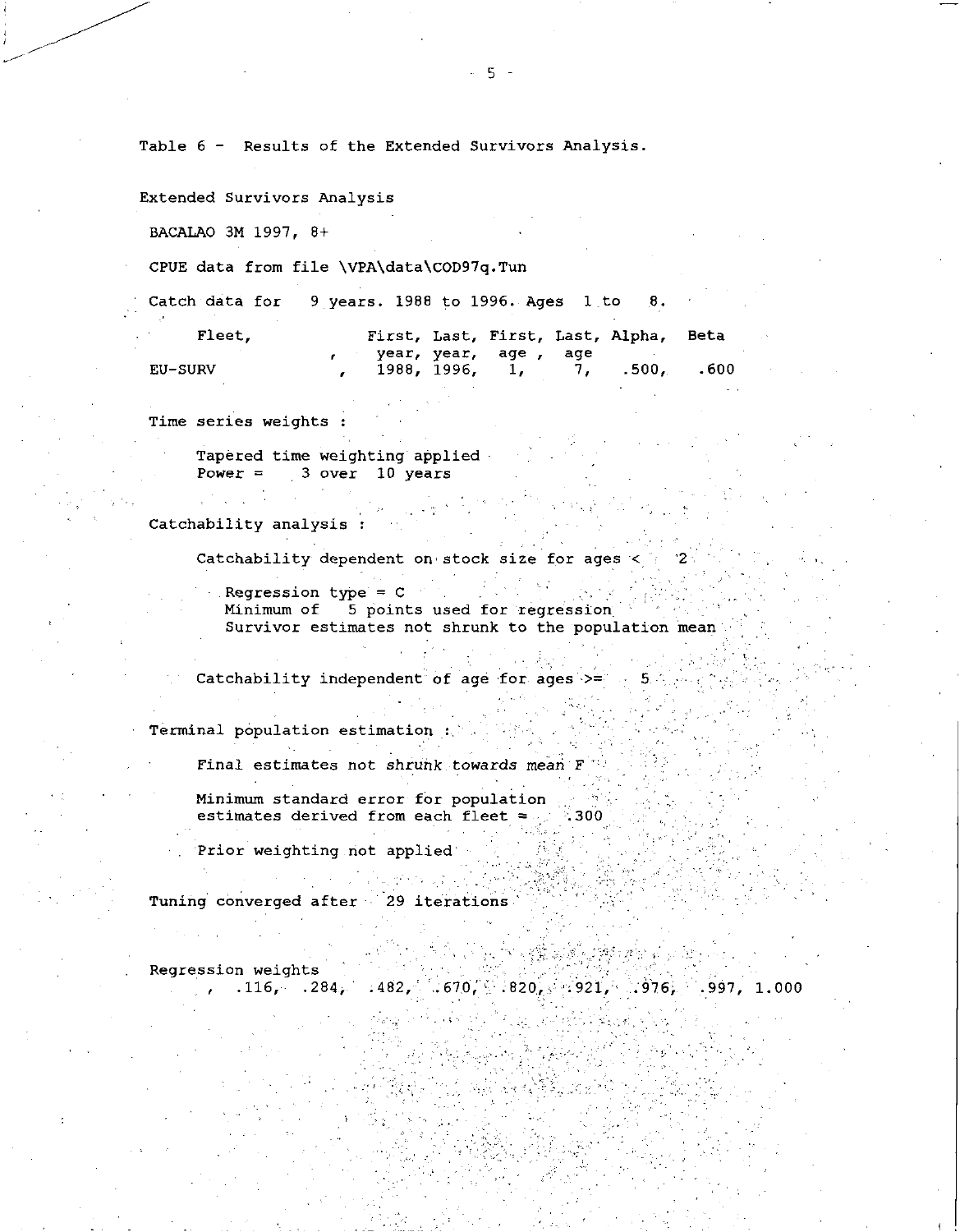Table 6 - Results of the Extended Survivors Analysis.

Extended Survivors Analysis

BACALAO 3M 1997, 8+

CPUE data from file \VPA\data\COD97q.Tun

Catch data for 9 years. 1988 to 1996. Ages 1 to 8.

| Fleet, | , | First, year, | Last, year, | First, age , | Last, age | Alpha, | Beta |
|---|---|---|---|---|---|---|---|
| EU-SURV | , | 1988, | 1996, | 1, | 7, | .500, | .600 |

Time series weights :

Tapered time weighting applied
Power = 3 over 10 years

Catchability analysis :

Catchability dependent on stock size for ages < 2

Regression type = C
Minimum of 5 points used for regression
Survivor estimates not shrunk to the population mean

Catchability independent of age for ages >= 5

Terminal population estimation :

Final estimates not shrunk towards mean F

Minimum standard error for population
estimates derived from each fleet = .300

Prior weighting not applied

Tuning converged after 29 iterations

Regression weights
, .116, .284, .482, .670, .820, .921, .976, .997, 1.000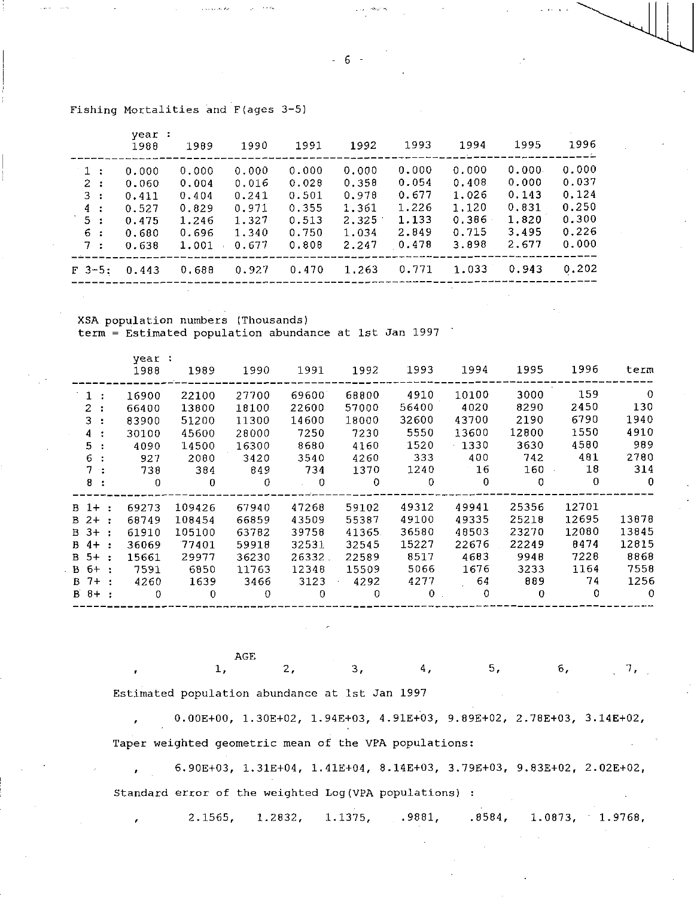Fishing Mortalities and F(ages 3-5)

| | year : 1988 | 1989 | 1990 | 1991 | 1992 | 1993 | 1994 | 1995 | 1996 |
|---|---|---|---|---|---|---|---|---|---|
| 1 : | 0.000 | 0.000 | 0.000 | 0.000 | 0.000 | 0.000 | 0.000 | 0.000 | 0.000 |
| 2 : | 0.060 | 0.004 | 0.016 | 0.028 | 0.358 | 0.054 | 0.408 | 0.000 | 0.037 |
| 3 : | 0.411 | 0.404 | 0.241 | 0.501 | 0.978 | 0.677 | 1.026 | 0.143 | 0.124 |
| 4 : | 0.527 | 0.829 | 0.971 | 0.355 | 1.361 | 1.226 | 1.120 | 0.831 | 0.250 |
| 5 : | 0.475 | 1.246 | 1.327 | 0.513 | 2.325 | 1.133 | 0.386 | 1.820 | 0.300 |
| 6 : | 0.680 | 0.696 | 1.340 | 0.750 | 1.034 | 2.849 | 0.715 | 3.495 | 0.226 |
| 7 : | 0.638 | 1.001 | 0.677 | 0.808 | 2.247 | 0.478 | 3.898 | 2.677 | 0.000 |
| F 3-5: | 0.443 | 0.688 | 0.927 | 0.470 | 1.263 | 0.771 | 1.033 | 0.943 | 0.202 |

XSA population numbers (Thousands)
term = Estimated population abundance at 1st Jan 1997

| | year : 1988 | 1989 | 1990 | 1991 | 1992 | 1993 | 1994 | 1995 | 1996 | term |
|---|---|---|---|---|---|---|---|---|---|---|
| 1 : | 16900 | 22100 | 27700 | 69600 | 68800 | 4910 | 10100 | 3000 | 159 | 0 |
| 2 : | 66400 | 13800 | 18100 | 22600 | 57000 | 56400 | 4020 | 8290 | 2450 | 130 |
| 3 : | 83900 | 51200 | 11300 | 14600 | 18000 | 32600 | 43700 | 2190 | 6790 | 1940 |
| 4 : | 30100 | 45600 | 28000 | 7250 | 7230 | 5550 | 13600 | 12800 | 1550 | 4910 |
| 5 : | 4090 | 14500 | 16300 | 8680 | 4160 | 1520 | 1330 | 3630 | 4580 | 989 |
| 6 : | 927 | 2080 | 3420 | 3540 | 4260 | 333 | 400 | 742 | 481 | 2780 |
| 7 : | 738 | 384 | 849 | 734 | 1370 | 1240 | 16 | 160 | 18 | 314 |
| 8 : | 0 | 0 | 0 | 0 | 0 | 0 | 0 | 0 | 0 | 0 |
| B 1+ : | 69273 | 109426 | 67940 | 47268 | 59102 | 49312 | 49941 | 25356 | 12701 | |
| B 2+ : | 68749 | 108454 | 66859 | 43509 | 55387 | 49100 | 49335 | 25218 | 12695 | 13878 |
| B 3+ : | 61910 | 105100 | 63782 | 39758 | 41365 | 36580 | 48503 | 23270 | 12080 | 13845 |
| B 4+ : | 36069 | 77401 | 59918 | 32531 | 32545 | 15227 | 22676 | 22249 | 8474 | 12815 |
| B 5+ : | 15661 | 29977 | 36230 | 26332 | 22589 | 8517 | 4683 | 9948 | 7228 | 8868 |
| B 6+ : | 7591 | 6850 | 11763 | 12348 | 15509 | 5066 | 1676 | 3233 | 1164 | 7558 |
| B 7+ : | 4260 | 1639 | 3466 | 3123 | 4292 | 4277 | 64 | 889 | 74 | 1256 |
| B 8+ : | 0 | 0 | 0 | 0 | 0 | 0 | 0 | 0 | 0 | 0 |

| AGE | 1, | 2, | 3, | 4, | 5, | 6, | 7, |
|---|---|---|---|---|---|---|---|
| Estimated population abundance at 1st Jan 1997 | 0.00E+00, | 1.30E+02, | 1.94E+03, | 4.91E+03, | 9.89E+02, | 2.78E+03, | 3.14E+02, |
| Taper weighted geometric mean of the VPA populations: | 6.90E+03, | 1.31E+04, | 1.41E+04, | 8.14E+03, | 3.79E+03, | 9.83E+02, | 2.02E+02, |
| Standard error of the weighted Log(VPA populations) : | 2.1565, | 1.2832, | 1.1375, | .9881, | .8584, | 1.0873, | 1.9768, |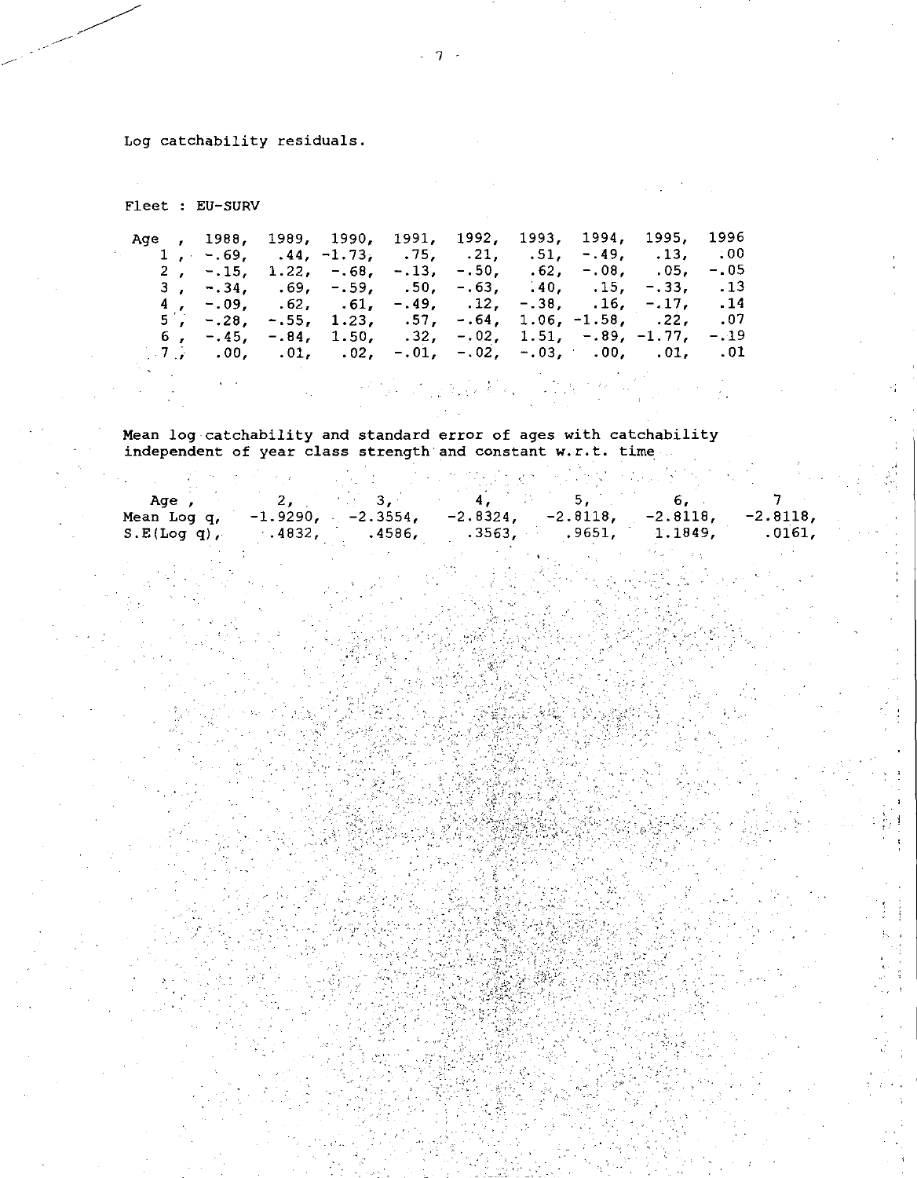Log catchability residuals.

Fleet : EU-SURV

| Age | 1988 | 1989 | 1990 | 1991 | 1992 | 1993 | 1994 | 1995 | 1996 |
|---|---|---|---|---|---|---|---|---|---|
| 1 | -.69 | .44 | -1.73 | .75 | .21 | .51 | -.49 | .13 | .00 |
| 2 | -.15 | 1.22 | -.68 | -.13 | -.50 | .62 | -.08 | .05 | -.05 |
| 3 | -.34 | .69 | -.59 | .50 | -.63 | .40 | .15 | -.33 | .13 |
| 4 | -.09 | .62 | .61 | -.49 | .12 | -.38 | .16 | -.17 | .14 |
| 5 | -.28 | -.55 | 1.23 | .57 | -.64 | 1.06 | -1.58 | .22 | .07 |
| 6 | -.45 | -.84 | 1.50 | .32 | -.02 | 1.51 | -.89 | -1.77 | -.19 |
| 7 | .00 | .01 | .02 | -.01 | -.02 | -.03 | .00 | .01 | .01 |

Mean log catchability and standard error of ages with catchability independent of year class strength and constant w.r.t. time

| Age | 2 | 3 | 4 | 5 | 6 | 7 |
|---|---|---|---|---|---|---|
| Mean Log q | -1.9290 | -2.3554 | -2.8324 | -2.8118 | -2.8118 | -2.8118 |
| S.E(Log q) | .4832 | .4586 | .3563 | .9651 | 1.1849 | .0161 |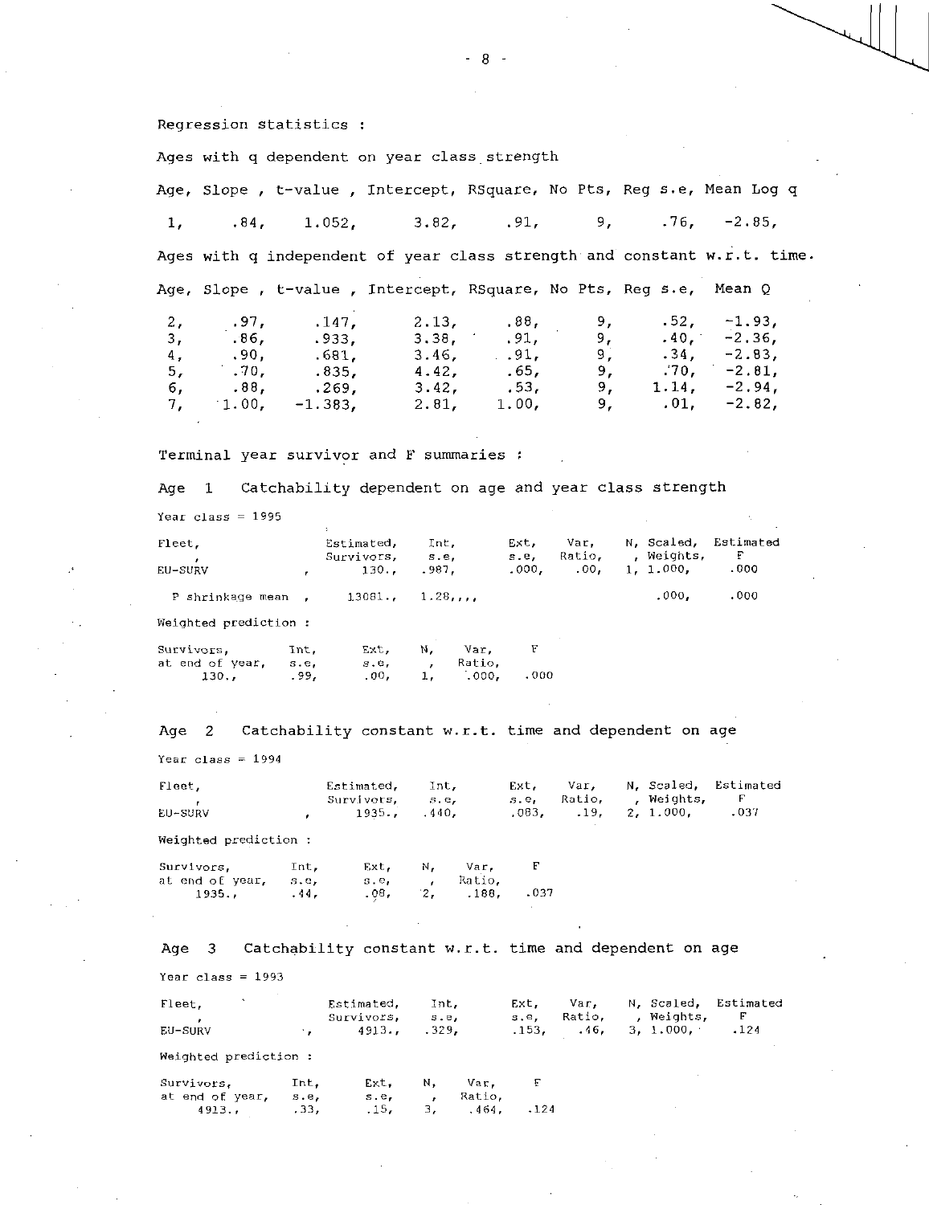Regression statistics :

Ages with q dependent on year class strength

| Age | Slope | t-value | Intercept | RSquare | No Pts | Reg s.e | Mean Log q |
|---|---|---|---|---|---|---|---|
| 1 | .84 | 1.052 | 3.82 | .91 | 9 | .76 | -2.85 |

Ages with q independent of year class strength and constant w.r.t. time.

| Age | Slope | t-value | Intercept | RSquare | No Pts | Reg s.e | Mean Q |
|---|---|---|---|---|---|---|---|
| 2 | .97 | .147 | 2.13 | .88 | 9 | .52 | -1.93 |
| 3 | .86 | .933 | 3.38 | .91 | 9 | .40 | -2.36 |
| 4 | .90 | .681 | 3.46 | .91 | 9 | .34 | -2.83 |
| 5 | .70 | .835 | 4.42 | .65 | 9 | .70 | -2.81 |
| 6 | .88 | .269 | 3.42 | .53 | 9 | 1.14 | -2.94 |
| 7 | 1.00 | -1.383 | 2.81 | 1.00 | 9 | .01 | -2.82 |

Terminal year survivor and F summaries :

Age 1 Catchability dependent on age and year class strength

Year class = 1995

| Fleet | Estimated Survivors | Int s.e | Ext s.e | Var Ratio | N | Scaled Weights | Estimated F |
|---|---|---|---|---|---|---|---|
| EU-SURV | 130. | .987 | .000 | .00 | 1 | 1.000 | .000 |
| F shrinkage mean | 13081. | 1.28 | | | | .000 | .000 |

Weighted prediction :

| Survivors at end of year | Int s.e | Ext s.e | N | Var Ratio | F |
|---|---|---|---|---|---|
| 130. | .99 | .00 | 1 | .000 | .000 |

Age 2 Catchability constant w.r.t. time and dependent on age

Year class = 1994

| Fleet | Estimated Survivors | Int s.e | Ext s.e | Var Ratio | N | Scaled Weights | Estimated F |
|---|---|---|---|---|---|---|---|
| EU-SURV | 1935. | .440 | .083 | .19 | 2 | 1.000 | .037 |

Weighted prediction :

| Survivors at end of year | Int s.e | Ext s.e | N | Var Ratio | F |
|---|---|---|---|---|---|
| 1935. | .44 | .08 | 2 | .188 | .037 |

Age 3 Catchability constant w.r.t. time and dependent on age

Year class = 1993

| Fleet | Estimated Survivors | Int s.e | Ext s.e | Var Ratio | N | Scaled Weights | Estimated F |
|---|---|---|---|---|---|---|---|
| EU-SURV | 4913. | .329 | .153 | .46 | 3 | 1.000 | .124 |

Weighted prediction :

| Survivors at end of year | Int s.e | Ext s.e | N | Var Ratio | F |
|---|---|---|---|---|---|
| 4913. | .33 | .15 | 3 | .464 | .124 |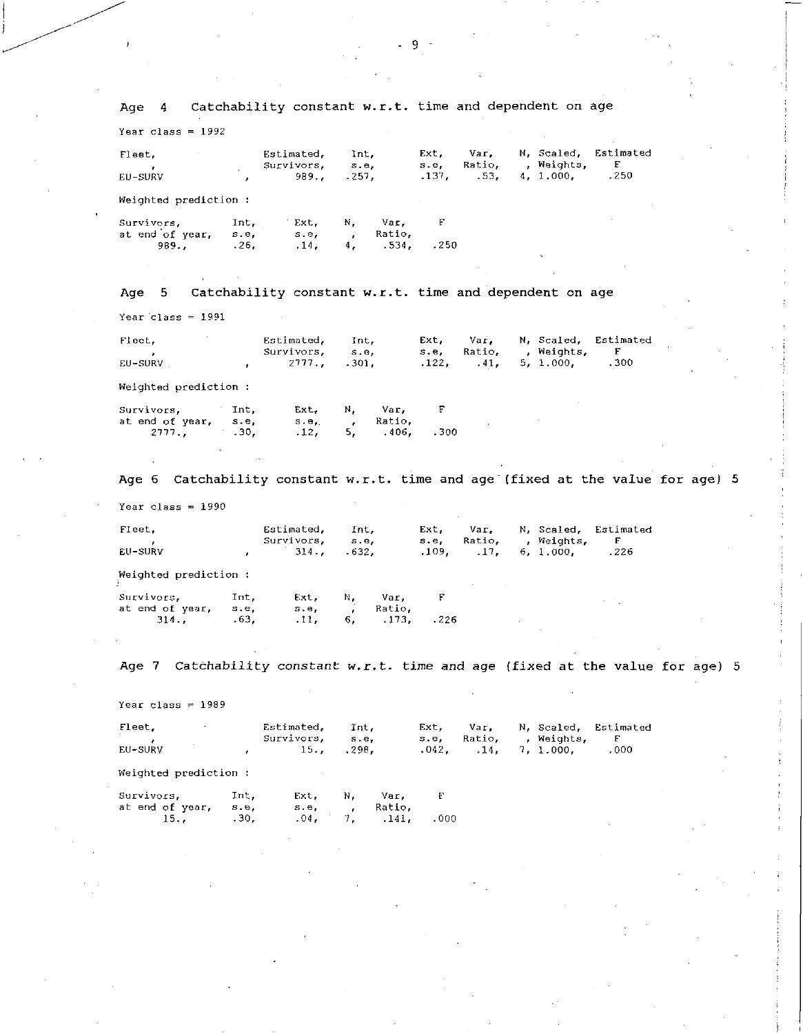## Age 4 Catchability constant w.r.t. time and dependent on age

Year class = 1992

| Fleet, | Estimated, Survivors, | Int, s.e, | Ext, s.e, | Var, Ratio, | N, | Scaled, Weights, | Estimated F |
|---|---|---|---|---|---|---|---|
| EU-SURV | 989., | .257, | .137, | .53, | 4, | 1.000, | .250 |

Weighted prediction :

| Survivors, at end of year, | Int, s.e, | Ext, s.e, | N, | Var, Ratio, | F |
|---|---|---|---|---|---|
| 989., | .26, | .14, | 4, | .534, | .250 |

## Age 5 Catchability constant w.r.t. time and dependent on age

Year class = 1991

| Fleet, | Estimated, Survivors, | Int, s.e, | Ext, s.e, | Var, Ratio, | N, | Scaled, Weights, | Estimated F |
|---|---|---|---|---|---|---|---|
| EU-SURV | 2777., | .301, | .122, | .41, | 5, | 1.000, | .300 |

Weighted prediction :

| Survivors, at end of year, | Int, s.e, | Ext, s.e, | N, | Var, Ratio, | F |
|---|---|---|---|---|---|
| 2777., | .30, | .12, | 5, | .406, | .300 |

## Age 6 Catchability constant w.r.t. time and age (fixed at the value for age) 5

Year class = 1990

| Fleet, | Estimated, Survivors, | Int, s.e, | Ext, s.e, | Var, Ratio, | N, | Scaled, Weights, | Estimated F |
|---|---|---|---|---|---|---|---|
| EU-SURV | 314., | .632, | .109, | .17, | 6, | 1.000, | .226 |

Weighted prediction :

| Survivors, at end of year, | Int, s.e, | Ext, s.e, | N, | Var, Ratio, | F |
|---|---|---|---|---|---|
| 314., | .63, | .11, | 6, | .173, | .226 |

## Age 7 Catchability constant w.r.t. time and age (fixed at the value for age) 5

Year class = 1989

| Fleet, | Estimated, Survivors, | Int, s.e, | Ext, s.e, | Var, Ratio, | N, | Scaled, Weights, | Estimated F |
|---|---|---|---|---|---|---|---|
| EU-SURV | 15., | .298, | .042, | .14, | 7, | 1.000, | .000 |

Weighted prediction :

| Survivors, at end of year, | Int, s.e, | Ext, s.e, | N, | Var, Ratio, | F |
|---|---|---|---|---|---|
| 15., | .30, | .04, | 7, | .141, | .000 |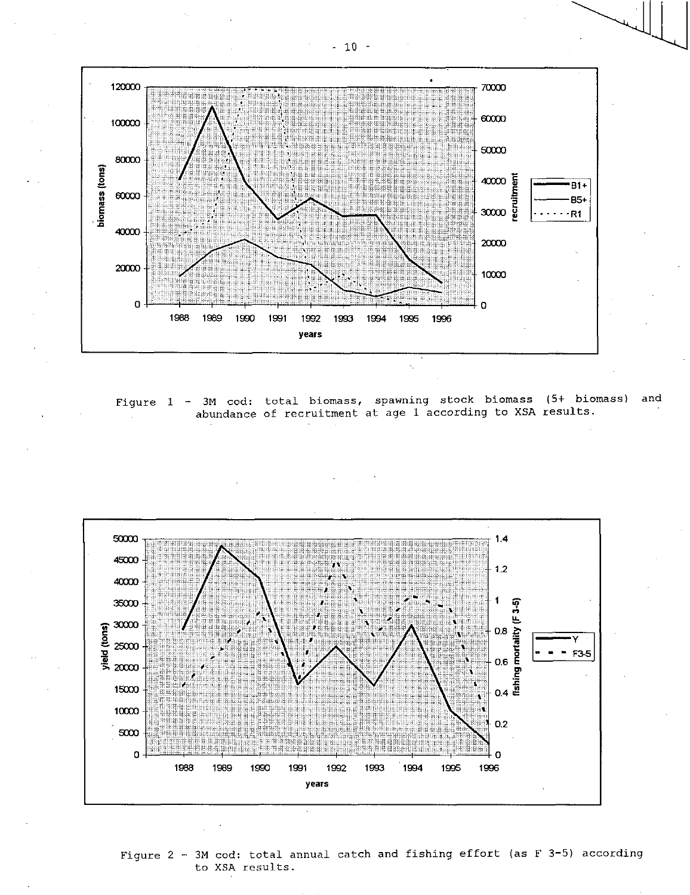120000
100000
80000
60000
40000
20000
0

biomass (tons)

70000
60000
50000
40000
30000
20000
10000
0

recruitment

B1+
B5+
R1

1988 1989 1990 1991 1992 1993 1994 1995 1996

years

Figure 1 - 3M cod: total biomass, spawning stock biomass (5+ biomass) and abundance of recruitment at age 1 according to XSA results.

50000
45000
40000
35000
30000
25000
20000
15000
10000
5000
0

yield (tons)

1.4
1.2
1
0.8
0.6
0.4
0.2
0

fishing mortality (F 3-5)

Y
F3-5

1988 1989 1990 1991 1992 1993 1994 1995 1996

years

Figure 2 - 3M cod: total annual catch and fishing effort (as F 3-5) according to XSA results.